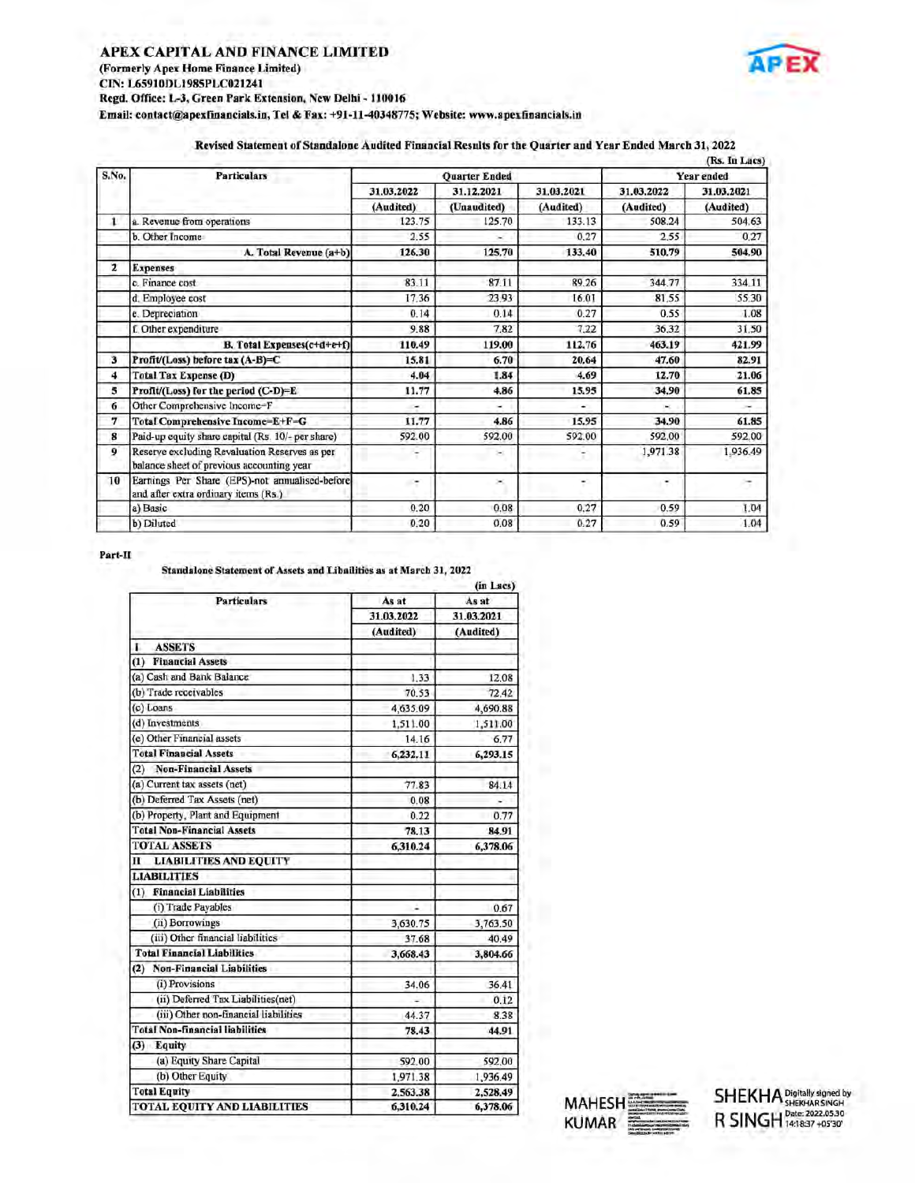# APEX CAPITAL AND FINANCE LIMITED

**(Formerly Apex Home Finance Limited)**
**CIN: L65910DL1985PLC021241**
**Regd. Office: L-3, Green Park Extension, New Delhi - 110016**
**Email: contact@apexfinancials.in, Tel & Fax: +91-11-40348775; Website: www.apexfinancials.in**

**Revised Statement of Standalone Audited Financial Results for the Quarter and Year Ended March 31, 2022**

(Rs. In Lacs)

| S.No. | Particulars | Quarter Ended | | | Year ended | |
|---|---|---|---|---|---|---|
| | | 31.03.2022 | 31.12.2021 | 31.03.2021 | 31.03.2022 | 31.03.2021 |
| | | (Audited) | (Unaudited) | (Audited) | (Audited) | (Audited) |
| 1 | a. Revenue from operations | 123.75 | 125.70 | 133.13 | 508.24 | 504.63 |
| | b. Other Income | 2.55 | - | 0.27 | 2.55 | 0.27 |
| | **A. Total Revenue (a+b)** | **126.30** | **125.70** | **133.40** | **510.79** | **504.90** |
| 2 | **Expenses** | | | | | |
| | c. Finance cost | 83.11 | 87.11 | 89.26 | 344.77 | 334.11 |
| | d. Employee cost | 17.36 | 23.93 | 16.01 | 81.55 | 55.30 |
| | e. Depreciation | 0.14 | 0.14 | 0.27 | 0.55 | 1.08 |
| | f. Other expenditure | 9.88 | 7.82 | 7.22 | 36.32 | 31.50 |
| | **B. Total Expenses(c+d+e+f)** | **110.49** | **119.00** | **112.76** | **463.19** | **421.99** |
| 3 | **Profit/(Loss) before tax (A-B)=C** | **15.81** | **6.70** | **20.64** | **47.60** | **82.91** |
| 4 | **Total Tax Expense (D)** | **4.04** | **1.84** | **4.69** | **12.70** | **21.06** |
| 5 | **Profit/(Loss) for the period (C-D)=E** | **11.77** | **4.86** | **15.95** | **34.90** | **61.85** |
| 6 | Other Comprehensive Income=F | - | - | - | - | - |
| 7 | **Total Comprehensive Income=E+F=G** | **11.77** | **4.86** | **15.95** | **34.90** | **61.85** |
| 8 | Paid-up equity share capital (Rs. 10/- per share) | 592.00 | 592.00 | 592.00 | 592.00 | 592.00 |
| 9 | Reserve excluding Revaluation Reserves as per balance sheet of previous accounting year | - | - | - | 1,971.38 | 1,936.49 |
| 10 | Earnings Per Share (EPS)-not annualised-before and after extra ordinary items (Rs.) | - | - | - | - | - |
| | a) Basic | 0.20 | 0.08 | 0.27 | 0.59 | 1.04 |
| | b) Diluted | 0.20 | 0.08 | 0.27 | 0.59 | 1.04 |

**Part-II**

**Standalone Statement of Assets and Libailities as at March 31, 2022**

(in Lacs)

| Particulars | As at | As at |
|---|---|---|
| | 31.03.2022 | 31.03.2021 |
| | (Audited) | (Audited) |
| **I ASSETS** | | |
| **(1) Financial Assets** | | |
| (a) Cash and Bank Balance | 1.33 | 12.08 |
| (b) Trade receivables | 70.53 | 72.42 |
| (c) Loans | 4,635.09 | 4,690.88 |
| (d) Investments | 1,511.00 | 1,511.00 |
| (e) Other Financial assets | 14.16 | 6.77 |
| **Total Financial Assets** | **6,232.11** | **6,293.15** |
| **(2) Non-Financial Assets** | | |
| (a) Current tax assets (net) | 77.83 | 84.14 |
| (b) Deferred Tax Assets (net) | 0.08 | - |
| (b) Property, Plant and Equipment | 0.22 | 0.77 |
| **Total Non-Financial Assets** | **78.13** | **84.91** |
| **TOTAL ASSETS** | **6,310.24** | **6,378.06** |
| **II LIABILITIES AND EQUITY** | | |
| **LIABILITIES** | | |
| **(1) Financial Liabilities** | | |
| (i) Trade Payables | - | 0.67 |
| (ii) Borrowings | 3,630.75 | 3,763.50 |
| (iii) Other financial liabilities | 37.68 | 40.49 |
| **Total Financial Liabilities** | **3,668.43** | **3,804.66** |
| **(2) Non-Financial Liabilities** | | |
| (i) Provisions | 34.06 | 36.41 |
| (ii) Deferred Tax Liabilities(net) | - | 0.12 |
| (iii) Other non-financial liabilities | 44.37 | 8.38 |
| **Total Non-Financial liabilities** | **78.43** | **44.91** |
| **(3) Equity** | | |
| (a) Equity Share Capital | 592.00 | 592.00 |
| (b) Other Equity | 1,971.38 | 1,936.49 |
| **Total Equity** | **2,563.38** | **2,528.49** |
| **TOTAL EQUITY AND LIABILITIES** | **6,310.24** | **6,378.06** |

MAHESH KUMAR

SHEKHAR SINGH Digitally signed by SHEKHAR SINGH Date: 2022.05.30 14:18:37 +05'30'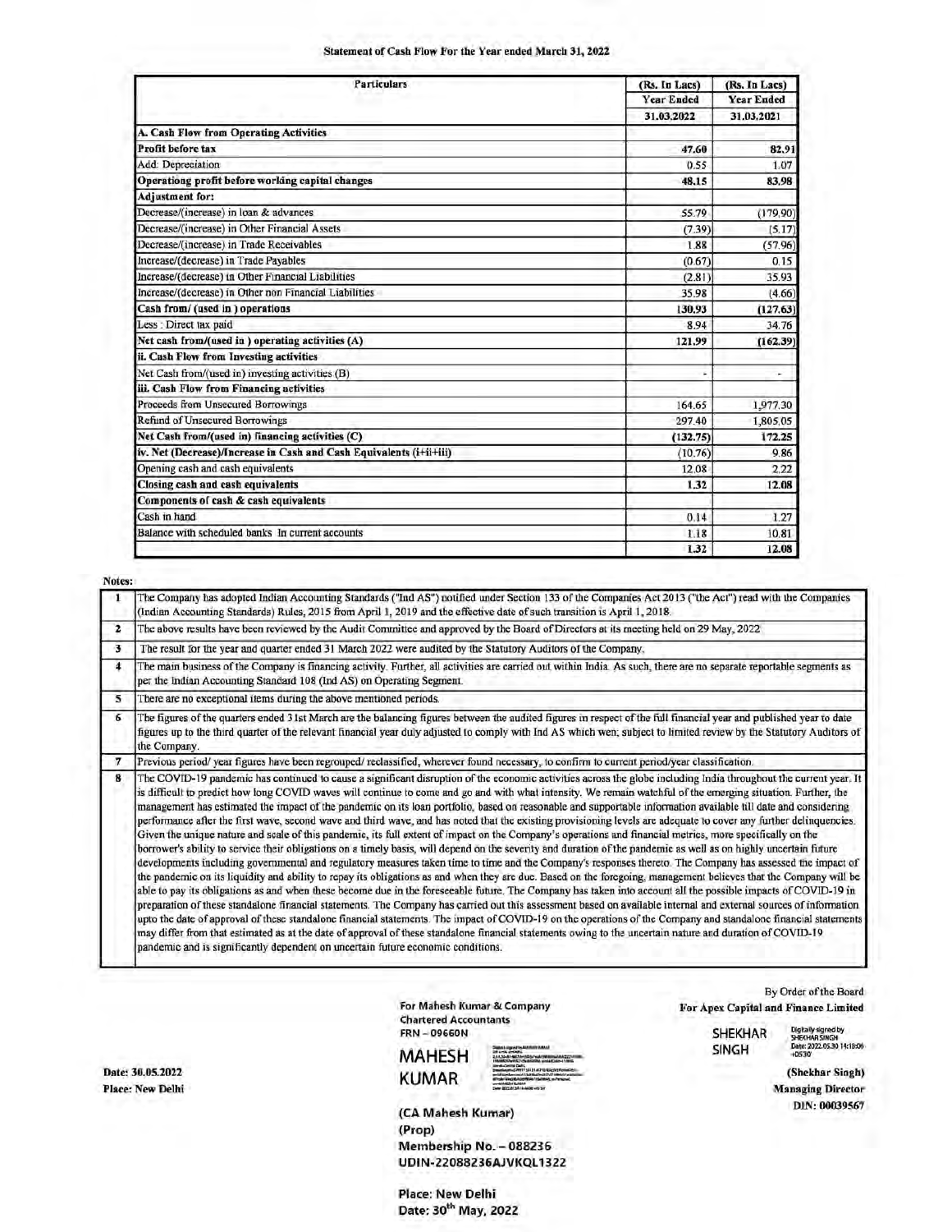# Statement of Cash Flow For the Year ended March 31, 2022

| Particulars | (Rs. In Lacs) Year Ended 31.03.2022 | (Rs. In Lacs) Year Ended 31.03.2021 |
|---|---|---|
| **A. Cash Flow from Operating Activities** | | |
| **Profit before tax** | **47.60** | **82.91** |
| Add: Depreciation | 0.55 | 1.07 |
| **Operationg profit before working capital changes** | **48.15** | **83.98** |
| **Adjustment for:** | | |
| Decrease/(increase) in loan & advances | 55.79 | (179.90) |
| Decrease/(increase) in Other Financial Assets | (7.39) | (5.17) |
| Decrease/(increase) in Trade Receivables | 1.88 | (57.96) |
| Increase/(decrease) in Trade Payables | (0.67) | 0.15 |
| Increase/(decrease) in Other Financial Liabilities | (2.81) | 35.93 |
| Increase/(decrease) in Other non Financial Liabilities | 35.98 | (4.66) |
| **Cash from/ (used in ) operations** | **130.93** | **(127.63)** |
| Less : Direct tax paid | 8.94 | 34.76 |
| **Net cash from/(used in ) operating activities (A)** | **121.99** | **(162.39)** |
| **ii. Cash Flow from Investing activities** | | |
| Net Cash from/(used in) investing activities (B) | - | - |
| **iii. Cash Flow from Financing activities** | | |
| Proceeds from Unsecured Borrowings | 164.65 | 1,977.30 |
| Refund of Unsecured Borrowings | 297.40 | 1,805.05 |
| **Net Cash from/(used in) financing activities (C)** | **(132.75)** | **172.25** |
| **iv. Net (Decrease)/Increase in Cash and Cash Equivalents (i+ii+iii)** | (10.76) | 9.86 |
| Opening cash and cash equivalents | 12.08 | 2.22 |
| **Closing cash and cash equivalents** | **1.32** | **12.08** |
| **Components of cash & cash equivalents** | | |
| Cash in hand | 0.14 | 1.27 |
| Balance with scheduled banks In current accounts | 1.18 | 10.81 |
| | **1.32** | **12.08** |

**Notes:**

| | |
|---|---|
| 1 | The Company has adopted Indian Accounting Standards ("Ind AS") notified under Section 133 of the Companies Act 2013 ("the Act") read with the Companies (Indian Accounting Standards) Rules, 2015 from April 1, 2019 and the effective date of such transition is April 1, 2018. |
| 2 | The above results have been reviewed by the Audit Committee and approved by the Board of Directors at its meeting held on 29 May, 2022 |
| 3 | The result for the year and quarter ended 31 March 2022 were audited by the Statutory Auditors of the Company. |
| 4 | The main business of the Company is financing activity. Further, all activities are carried out within India. As such, there are no separate reportable segments as per the Indian Accounting Standard 108 (Ind AS) on Operating Segment. |
| 5 | There are no exceptional items during the above mentioned periods. |
| 6 | The figures of the quarters ended 31st March are the balancing figures between the audited figures in respect of the full financial year and published year to date figures up to the third quarter of the relevant financial year duly adjusted to comply with Ind AS which were subject to limited review by the Statutory Auditors of the Company. |
| 7 | Previous period/ year figures have been regrouped/ reclassified, wherever found necessary, to confirm to current period/year classification. |
| 8 | The COVID-19 pandemic has continued to cause a significant disruption of the economic activities across the globe including India throughout the current year. It is difficult to predict how long COVID waves will continue to come and go and with what intensity. We remain watchful of the emerging situation. Further, the management has estimated the impact of the pandemic on its loan portfolio, based on reasonable and supportable information available till date and considering performance after the first wave, second wave and third wave, and has noted that the existing provisioning levels are adequate to cover any further delinquencies. Given the unique nature and scale of this pandemic, its full extent of impact on the Company's operations and financial metrics, more specifically on the borrower's ability to service their obligations on a timely basis, will depend on the severity and duration of the pandemic as well as on highly uncertain future developments including governmental and regulatory measures taken time to time and the Company's responses thereto. The Company has assessed the impact of the pandemic on its liquidity and ability to repay its obligations as and when they are due. Based on the foregoing, management believes that the Company will be able to pay its obligations as and when these become due in the foreseeable future. The Company has taken into account all the possible impacts of COVID-19 in preparation of these standalone financial statements. The Company has carried out this assessment based on available internal and external sources of information upto the date of approval of these standalone financial statements. The impact of COVID-19 on the operations of the Company and standalone financial statements may differ from that estimated as at the date of approval of these standalone financial statements owing to the uncertain nature and duration of COVID-19 pandemic and is significantly dependent on uncertain future economic conditions. |

Date: 30.05.2022
Place: New Delhi

For Mahesh Kumar & Company
Chartered Accountants
FRN – 09660N

MAHESH KUMAR

(CA Mahesh Kumar)
(Prop)
Membership No. – 088236
UDIN-22088236AJVKQL1322

Place: New Delhi
Date: 30th May, 2022

By Order of the Board
For Apex Capital and Finance Limited

SHEKHAR SINGH
Digitally signed by SHEKHAR SINGH
Date: 2022.05.30 14:18:06 +05'30'

(Shekhar Singh)
Managing Director
DIN: 00039567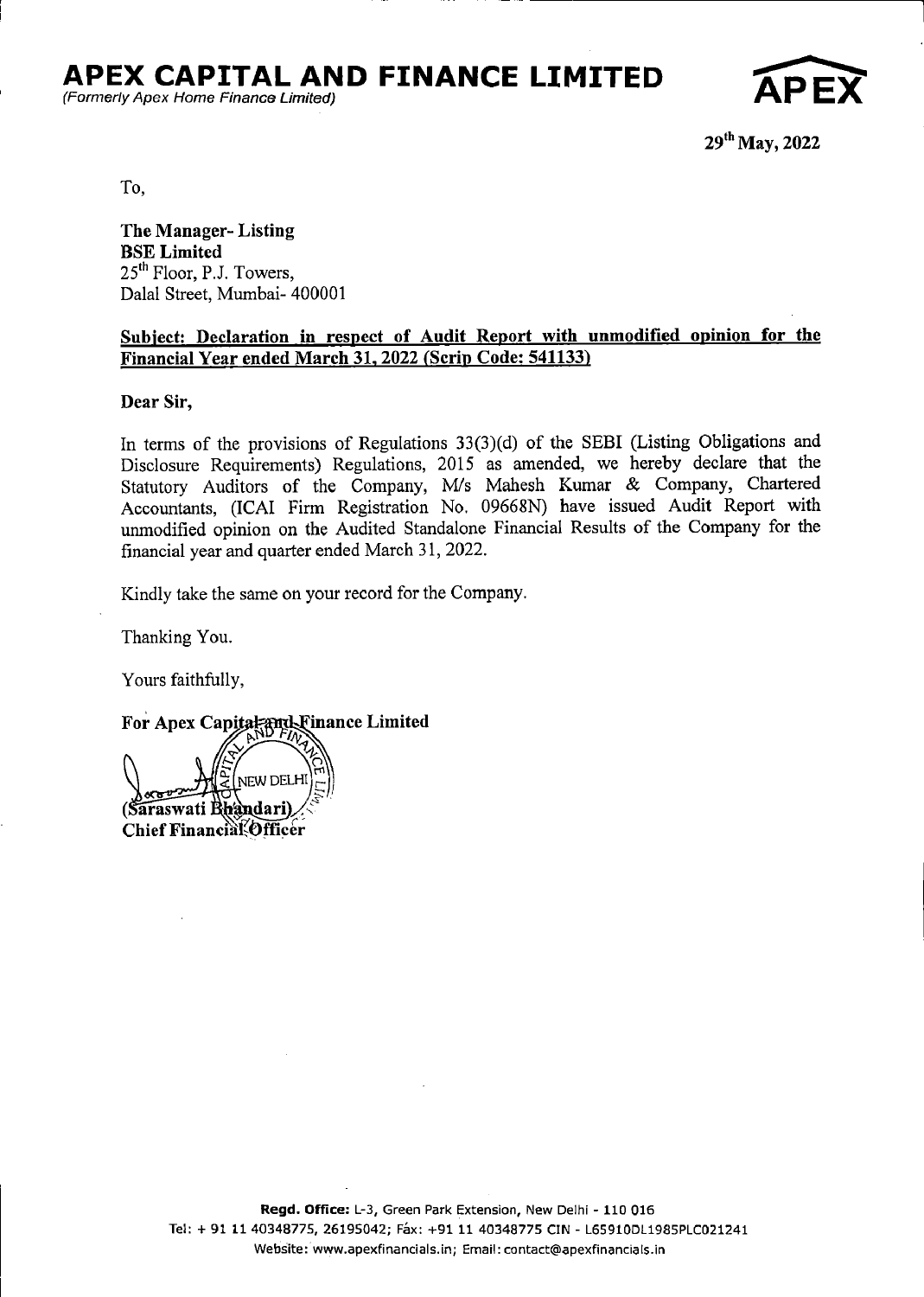# APEX CAPITAL AND FINANCE LIMITED

*(Formerly Apex Home Finance Limited)*

APEX

29th May, 2022

To,

**The Manager- Listing**
**BSE Limited**
25th Floor, P.J. Towers,
Dalal Street, Mumbai- 400001

**Subject: Declaration in respect of Audit Report with unmodified opinion for the Financial Year ended March 31, 2022 (Scrip Code: 541133)**

**Dear Sir,**

In terms of the provisions of Regulations 33(3)(d) of the SEBI (Listing Obligations and Disclosure Requirements) Regulations, 2015 as amended, we hereby declare that the Statutory Auditors of the Company, M/s Mahesh Kumar & Company, Chartered Accountants, (ICAI Firm Registration No. 09668N) have issued Audit Report with unmodified opinion on the Audited Standalone Financial Results of the Company for the financial year and quarter ended March 31, 2022.

Kindly take the same on your record for the Company.

Thanking You.

Yours faithfully,

**For Apex Capital and Finance Limited**

NEW DELHI

**(Saraswati Bhandari)**
**Chief Financial Officer**

**Regd. Office:** L-3, Green Park Extension, New Delhi - 110 016
Tel: + 91 11 40348775, 26195042; Fax: +91 11 40348775 CIN - L65910DL1985PLC021241
Website: www.apexfinancials.in; Email: contact@apexfinancials.in